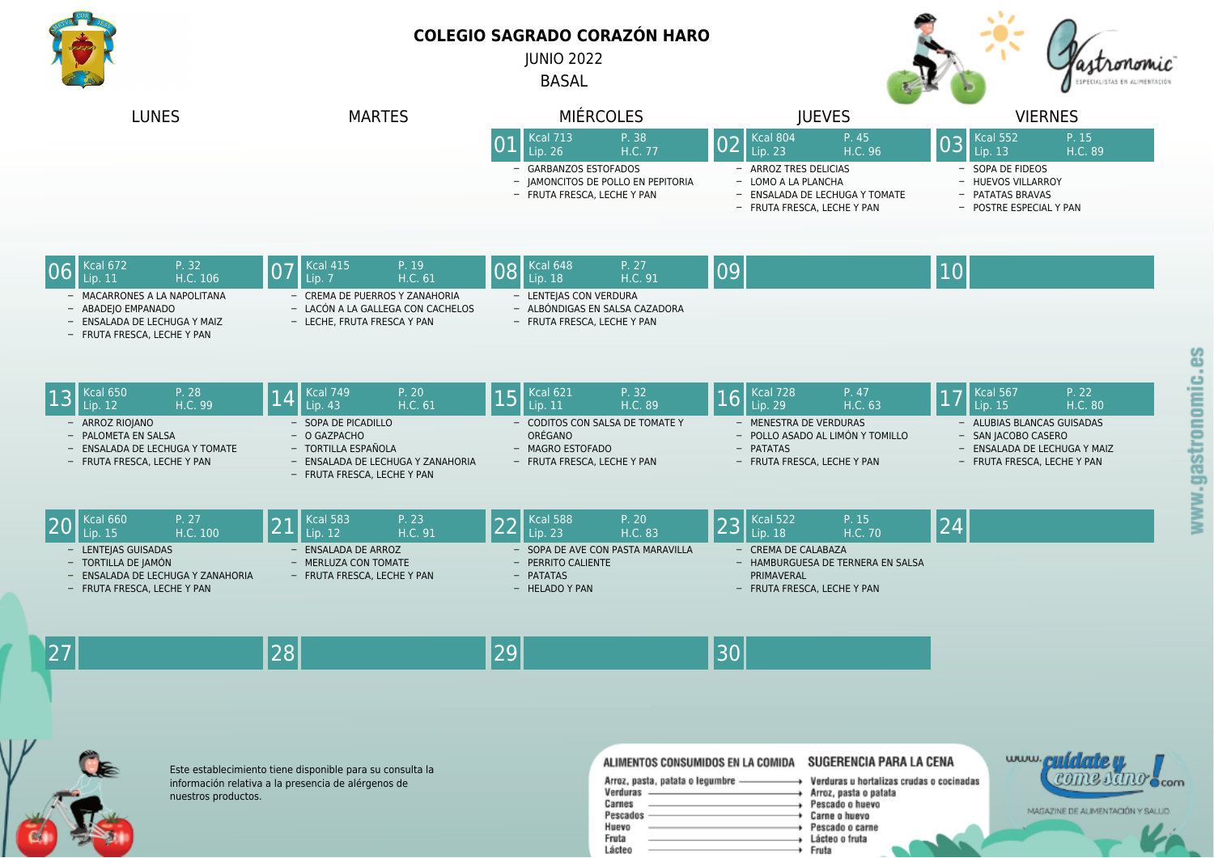# COLEGIO SAGRADO CORAZÓN HARO

JUNIO 2022

BASAL

| LUNES | MARTES | MIÉRCOLES | JUEVES | VIERNES |
|---|---|---|---|---|
| | | **01** Kcal 713 P. 38 Lip. 26 H.C. 77 | **02** Kcal 804 P. 45 Lip. 23 H.C. 96 | **03** Kcal 552 P. 15 Lip. 13 H.C. 89 |
| | | – GARBANZOS ESTOFADOS<br>– JAMONCITOS DE POLLO EN PEPITORIA<br>– FRUTA FRESCA, LECHE Y PAN | – ARROZ TRES DELICIAS<br>– LOMO A LA PLANCHA<br>– ENSALADA DE LECHUGA Y TOMATE<br>– FRUTA FRESCA, LECHE Y PAN | – SOPA DE FIDEOS<br>– HUEVOS VILLARROY<br>– PATATAS BRAVAS<br>– POSTRE ESPECIAL Y PAN |
| **06** Kcal 672 P. 32 Lip. 11 H.C. 106 | **07** Kcal 415 P. 19 Lip. 7 H.C. 61 | **08** Kcal 648 P. 27 Lip. 18 H.C. 91 | **09** | **10** |
| – MACARRONES A LA NAPOLITANA<br>– ABADEJO EMPANADO<br>– ENSALADA DE LECHUGA Y MAIZ<br>– FRUTA FRESCA, LECHE Y PAN | – CREMA DE PUERROS Y ZANAHORIA<br>– LACÓN A LA GALLEGA CON CACHELOS<br>– LECHE, FRUTA FRESCA Y PAN | – LENTEJAS CON VERDURA<br>– ALBÓNDIGAS EN SALSA CAZADORA<br>– FRUTA FRESCA, LECHE Y PAN | | |
| **13** Kcal 650 P. 28 Lip. 12 H.C. 99 | **14** Kcal 749 P. 20 Lip. 43 H.C. 61 | **15** Kcal 621 P. 32 Lip. 11 H.C. 89 | **16** Kcal 728 P. 47 Lip. 29 H.C. 63 | **17** Kcal 567 P. 22 Lip. 15 H.C. 80 |
| – ARROZ RIOJANO<br>– PALOMETA EN SALSA<br>– ENSALADA DE LECHUGA Y TOMATE<br>– FRUTA FRESCA, LECHE Y PAN | – SOPA DE PICADILLO<br>– O GAZPACHO<br>– TORTILLA ESPAÑOLA<br>– ENSALADA DE LECHUGA Y ZANAHORIA<br>– FRUTA FRESCA, LECHE Y PAN | – CODITOS CON SALSA DE TOMATE Y ORÉGANO<br>– MAGRO ESTOFADO<br>– FRUTA FRESCA, LECHE Y PAN | – MENESTRA DE VERDURAS<br>– POLLO ASADO AL LIMÓN Y TOMILLO<br>– PATATAS<br>– FRUTA FRESCA, LECHE Y PAN | – ALUBIAS BLANCAS GUISADAS<br>– SAN JACOBO CASERO<br>– ENSALADA DE LECHUGA Y MAIZ<br>– FRUTA FRESCA, LECHE Y PAN |
| **20** Kcal 660 P. 27 Lip. 15 H.C. 100 | **21** Kcal 583 P. 23 Lip. 12 H.C. 91 | **22** Kcal 588 P. 20 Lip. 23 H.C. 83 | **23** Kcal 522 P. 15 Lip. 18 H.C. 70 | **24** |
| – LENTEJAS GUISADAS<br>– TORTILLA DE JAMÓN<br>– ENSALADA DE LECHUGA Y ZANAHORIA<br>– FRUTA FRESCA, LECHE Y PAN | – ENSALADA DE ARROZ<br>– MERLUZA CON TOMATE<br>– FRUTA FRESCA, LECHE Y PAN | – SOPA DE AVE CON PASTA MARAVILLA<br>– PERRITO CALIENTE<br>– PATATAS<br>– HELADO Y PAN | – CREMA DE CALABAZA<br>– HAMBURGUESA DE TERNERA EN SALSA PRIMAVERAL<br>– FRUTA FRESCA, LECHE Y PAN | |
| **27** | **28** | **29** | **30** | |

Este establecimiento tiene disponible para su consulta la información relativa a la presencia de alérgenos de nuestros productos.

| ALIMENTOS CONSUMIDOS EN LA COMIDA | SUGERENCIA PARA LA CENA |
|---|---|
| Arroz, pasta, patata o legumbre | Verduras u hortalizas crudas o cocinadas |
| Verduras | Arroz, pasta o patata |
| Carnes | Pescado o huevo |
| Pescados | Carne o huevo |
| Huevo | Pescado o carne |
| Fruta | Lácteo o fruta |
| Lácteo | Fruta |

www.cuidateycomesano.com

MAGAZINE DE ALIMENTACIÓN Y SALUD

www.gastronomic.es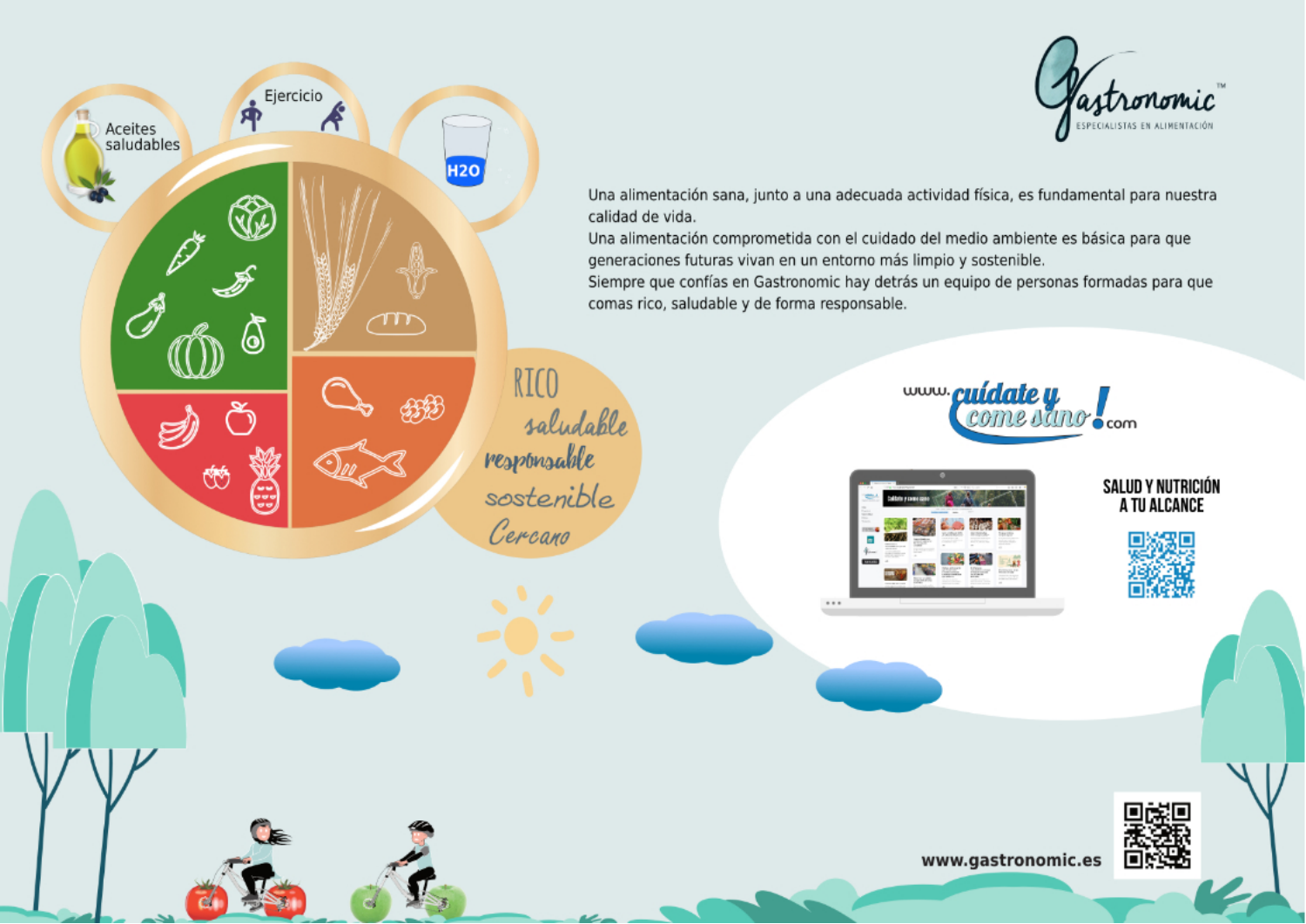Aceites saludables

Ejercicio

H2O

RICO

saludable

responsable

sostenible

Cercano

Gastronomic™

ESPECIALISTAS EN ALIMENTACIÓN

Una alimentación sana, junto a una adecuada actividad física, es fundamental para nuestra calidad de vida.

Una alimentación comprometida con el cuidado del medio ambiente es básica para que generaciones futuras vivan en un entorno más limpio y sostenible.

Siempre que confías en Gastronomic hay detrás un equipo de personas formadas para que comas rico, saludable y de forma responsable.

www.cuídate y come sano!.com

SALUD Y NUTRICIÓN A TU ALCANCE

www.gastronomic.es